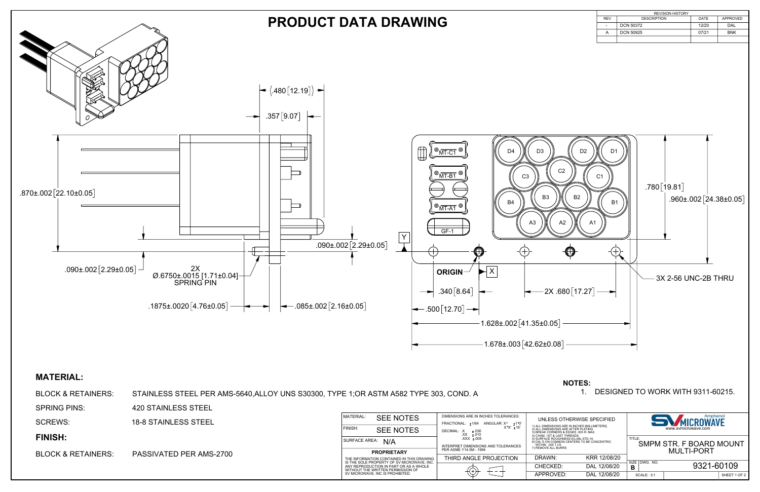# PRODUCT DATA DRAWING

| REV | DESCRIPTION | DATE | APPROVED |
|---|---|---|---|
| - | DCN 50372 | 12/20 | DAL |
| A | DCN 50925 | 07/21 | BNK |

(.480 [12.19])
.357 [9.07]
.870±.002 [22.10±0.05]
.090±.002 [2.29±0.05]
.090±.002 [2.29±0.05]
2X Ø.6750±.0015 [1.71±0.04] SPRING PIN
.1875±.0020 [4.76±0.05]
.085±.002 [2.16±0.05]

MT-C1
MT-B1
MT-A1
GF-1
D4 D3 D2 D1
C3 C2 C1
B4 B3 B2 B1
A3 A2 A1
Y
X
ORIGIN
.780 [19.81]
.960±.002 [24.38±0.05]
3X 2-56 UNC-2B THRU
.340 [8.64]
2X .680 [17.27]
.500 [12.70]
1.628±.002 [41.35±0.05]
1.678±.003 [42.62±0.08]

## MATERIAL:

BLOCK & RETAINERS: STAINLESS STEEL PER AMS-5640,ALLOY UNS S30300, TYPE 1;OR ASTM A582 TYPE 303, COND. A

SPRING PINS: 420 STAINLESS STEEL

SCREWS: 18-8 STAINLESS STEEL

## FINISH:

BLOCK & RETAINERS: PASSIVATED PER AMS-2700

## NOTES:

1. DESIGNED TO WORK WITH 9311-60215.

MATERIAL: SEE NOTES
FINISH: SEE NOTES
SURFACE AREA: N/A

**PROPRIETARY**
THE INFORMATION CONTAINED IN THIS DRAWING IS THE SOLE PROPERTY OF SV MICROWAVE, INC. ANY REPRODUCTION IN PART OR AS A WHOLE WITHOUT THE WRITTEN PERMISSION OF SV MICROWAVE, INC IS PROHIBITED.

DIMENSIONS ARE IN INCHES TOLERANCES:
FRACTIONAL: ±1/64 ANGULAR: X° ±1°0' X°X' ±15'
DECIMAL: .X ±.030 .XX ±.010 .XXX ±.005
INTERPRET DIMENSIONS AND TOLERANCES PER ASME Y14.5M - 1994

THIRD ANGLE PROJECTION

UNLESS OTHERWISE SPECIFIED
1) ALL DIMENSIONS ARE IN INCHES [MILLIMETERS]
2) ALL DIMENSIONS ARE AFTER PLATING.
3) BREAK CORNERS & EDGES .005 R. MAX.
4) CHAM. 1ST & LAST THREADS.
5) SURFACE ROUGHNESS 63 MIL-STD-10.
6) DIA.'S ON COMMON CENTERS TO BE CONCENTRIC WITHIN .005 T.I.R.
7) REMOVE ALL BURRS

| | | |
|---|---|---|
| DRAWN: | KRR 12/08/20 |
| CHECKED: | DAL 12/08/20 |
| APPROVED: | DAL 12/08/20 |

Amphenol SV MICROWAVE
www.svmicrowave.com

TITLE: SMPM STR. F BOARD MOUNT MULTI-PORT

SIZE: B DWG. NO. 9321-60109

SCALE: 3:1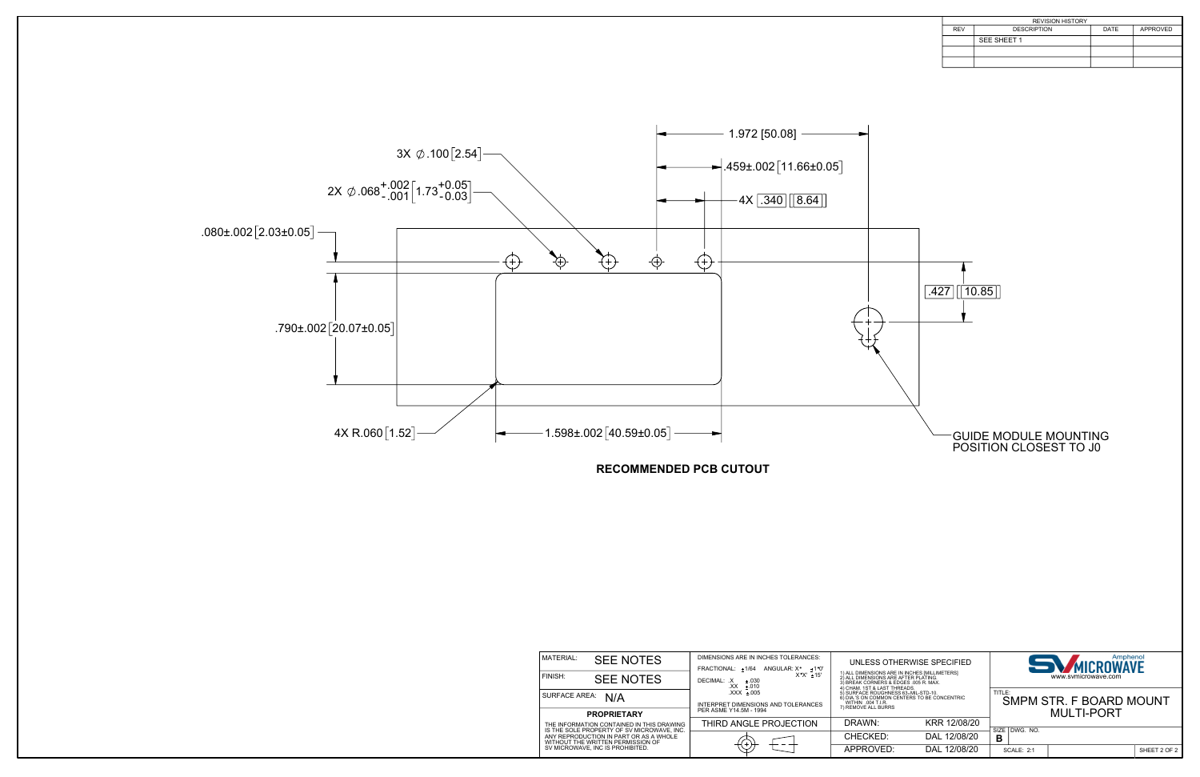| REVISION HISTORY | | | |
|---|---|---|---|
| REV | DESCRIPTION | DATE | APPROVED |
| | SEE SHEET 1 | | |
| | | | |
| | | | |

1.972 [50.08]

.459±.002 [11.66±0.05]

4X .340 [8.64]

3X ∅.100 [2.54]

2X ∅.068 $^{+.002}_{-.001}$ [1.73 $^{+0.05}_{-0.03}$]

.080±.002 [2.03±0.05]

.427 [10.85]

.790±.002 [20.07±0.05]

4X R.060 [1.52]

1.598±.002 [40.59±0.05]

GUIDE MODULE MOUNTING POSITION CLOSEST TO J0

**RECOMMENDED PCB CUTOUT**

| | |
|---|---|
| MATERIAL: | SEE NOTES |
| FINISH: | SEE NOTES |
| SURFACE AREA: | N/A |

**PROPRIETARY**

THE INFORMATION CONTAINED IN THIS DRAWING IS THE SOLE PROPERTY OF SV MICROWAVE, INC. ANY REPRODUCTION IN PART OR AS A WHOLE WITHOUT THE WRITTEN PERMISSION OF SV MICROWAVE, INC IS PROHIBITED.

DIMENSIONS ARE IN INCHES TOLERANCES:
FRACTIONAL: ±1/64 ANGULAR: X° ±1°0' X°X' ±15'
DECIMAL: .X ±.030 .XX ±.010 .XXX ±.005

INTERPRET DIMENSIONS AND TOLERANCES PER ASME Y14.5M - 1994

THIRD ANGLE PROJECTION

UNLESS OTHERWISE SPECIFIED

1) ALL DIMENSIONS ARE IN INCHES [MILLIMETERS]
2) ALL DIMENSIONS ARE AFTER PLATING.
3) BREAK CORNERS & EDGES .005 R. MAX.
4) CHAM. 1ST & LAST THREADS.
5) SURFACE ROUGHNESS 63 MIL-STD-10.
6) DIA.'S ON COMMON CENTERS TO BE CONCENTRIC WITHIN .004 T.I.R.
7) REMOVE ALL BURRS

| | |
|---|---|
| DRAWN: | KRR 12/08/20 |
| CHECKED: | DAL 12/08/20 |
| APPROVED: | DAL 12/08/20 |

Amphenol SV MICROWAVE
www.svmicrowave.com

TITLE: SMPM STR. F BOARD MOUNT MULTI-PORT

SIZE: B DWG. NO.

SCALE: 2:1